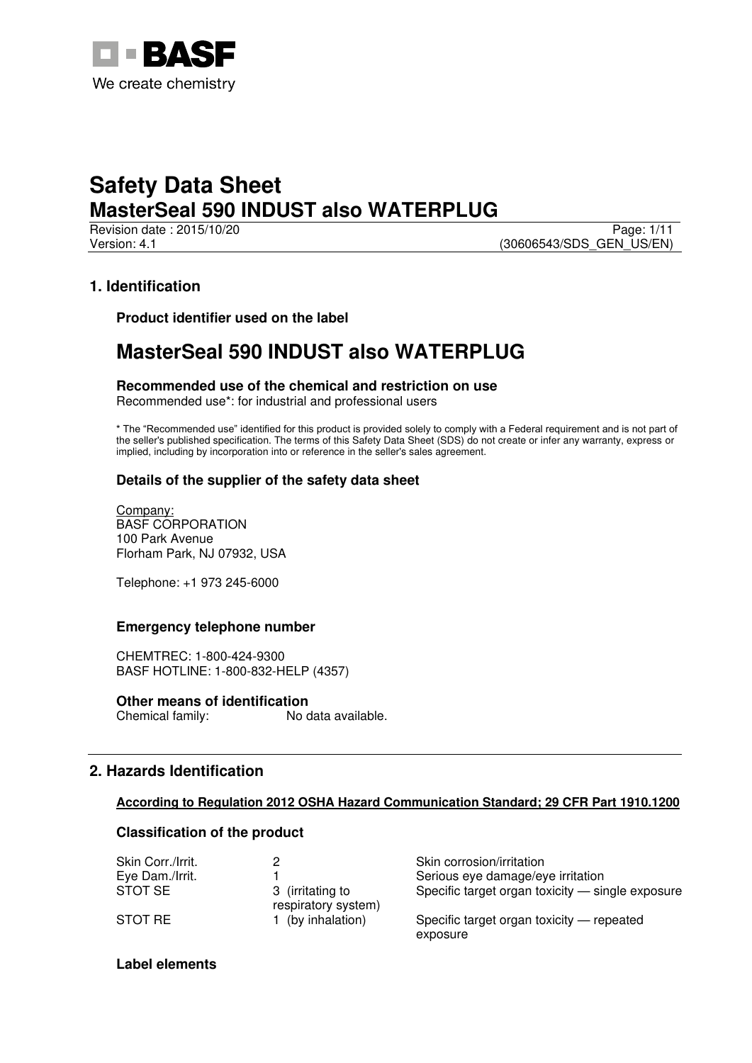# Safety Data Sheet
# MasterSeal 590 INDUST also WATERPLUG

Revision date : 2015/10/20
Version: 4.1
(30606543/SDS_GEN_US/EN)

## 1. Identification

### Product identifier used on the label

# MasterSeal 590 INDUST also WATERPLUG

### Recommended use of the chemical and restriction on use

Recommended use*: for industrial and professional users

* The "Recommended use" identified for this product is provided solely to comply with a Federal requirement and is not part of the seller's published specification. The terms of this Safety Data Sheet (SDS) do not create or infer any warranty, express or implied, including by incorporation into or reference in the seller's sales agreement.

### Details of the supplier of the safety data sheet

Company:
BASF CORPORATION
100 Park Avenue
Florham Park, NJ 07932, USA

Telephone: +1 973 245-6000

### Emergency telephone number

CHEMTREC: 1-800-424-9300
BASF HOTLINE: 1-800-832-HELP (4357)

### Other means of identification

Chemical family: No data available.

## 2. Hazards Identification

**According to Regulation 2012 OSHA Hazard Communication Standard; 29 CFR Part 1910.1200**

### Classification of the product

| | | |
|---|---|---|
| Skin Corr./Irrit. | 2 | Skin corrosion/irritation |
| Eye Dam./Irrit. | 1 | Serious eye damage/eye irritation |
| STOT SE | 3 (irritating to respiratory system) | Specific target organ toxicity — single exposure |
| STOT RE | 1 (by inhalation) | Specific target organ toxicity — repeated exposure |

### Label elements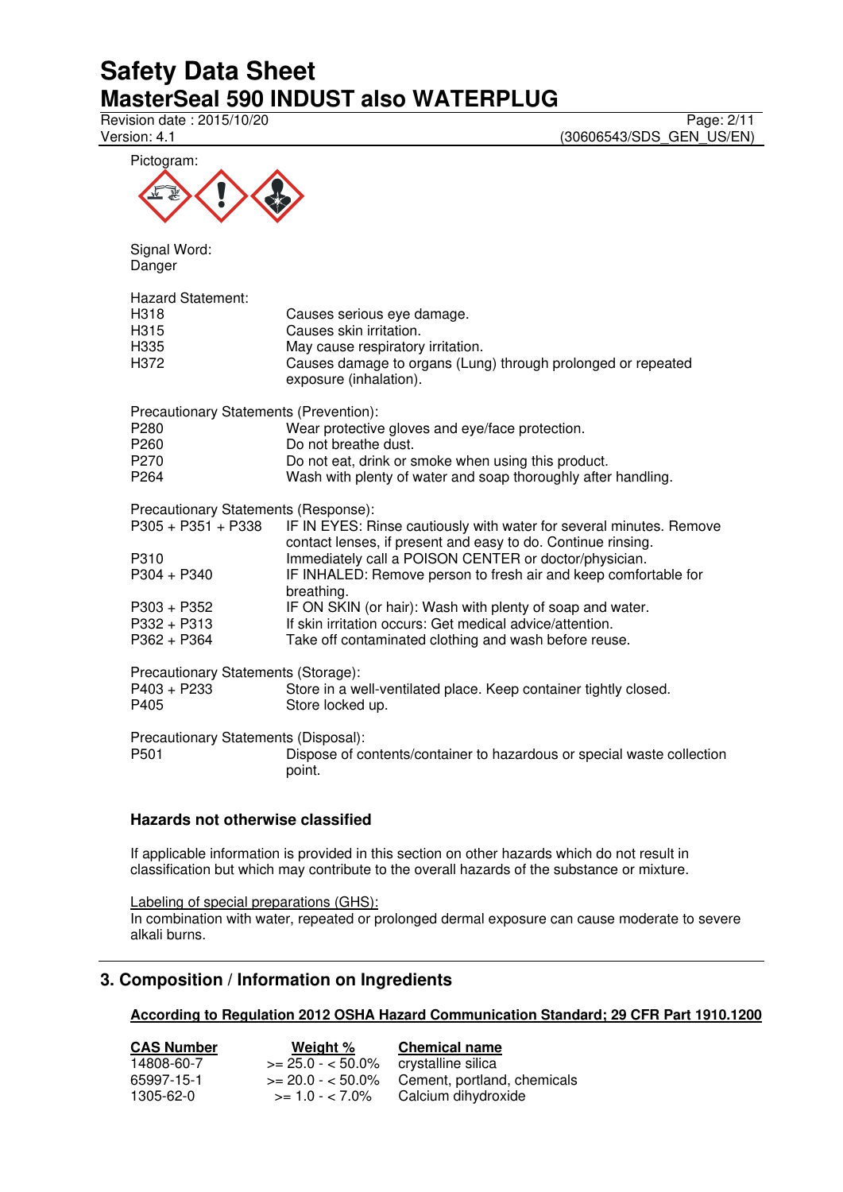Pictogram:

Signal Word:
Danger

Hazard Statement:

| | |
|---|---|
| H318 | Causes serious eye damage. |
| H315 | Causes skin irritation. |
| H335 | May cause respiratory irritation. |
| H372 | Causes damage to organs (Lung) through prolonged or repeated exposure (inhalation). |

Precautionary Statements (Prevention):

| | |
|---|---|
| P280 | Wear protective gloves and eye/face protection. |
| P260 | Do not breathe dust. |
| P270 | Do not eat, drink or smoke when using this product. |
| P264 | Wash with plenty of water and soap thoroughly after handling. |

Precautionary Statements (Response):

| | |
|---|---|
| P305 + P351 + P338 | IF IN EYES: Rinse cautiously with water for several minutes. Remove contact lenses, if present and easy to do. Continue rinsing. |
| P310 | Immediately call a POISON CENTER or doctor/physician. |
| P304 + P340 | IF INHALED: Remove person to fresh air and keep comfortable for breathing. |
| P303 + P352 | IF ON SKIN (or hair): Wash with plenty of soap and water. |
| P332 + P313 | If skin irritation occurs: Get medical advice/attention. |
| P362 + P364 | Take off contaminated clothing and wash before reuse. |

Precautionary Statements (Storage):

| | |
|---|---|
| P403 + P233 | Store in a well-ventilated place. Keep container tightly closed. |
| P405 | Store locked up. |

Precautionary Statements (Disposal):

| | |
|---|---|
| P501 | Dispose of contents/container to hazardous or special waste collection point. |

### Hazards not otherwise classified

If applicable information is provided in this section on other hazards which do not result in classification but which may contribute to the overall hazards of the substance or mixture.

Labeling of special preparations (GHS):
In combination with water, repeated or prolonged dermal exposure can cause moderate to severe alkali burns.

## 3. Composition / Information on Ingredients

**According to Regulation 2012 OSHA Hazard Communication Standard; 29 CFR Part 1910.1200**

| CAS Number | Weight % | Chemical name |
|---|---|---|
| 14808-60-7 | >= 25.0 - < 50.0% | crystalline silica |
| 65997-15-1 | >= 20.0 - < 50.0% | Cement, portland, chemicals |
| 1305-62-0 | >= 1.0 - < 7.0% | Calcium dihydroxide |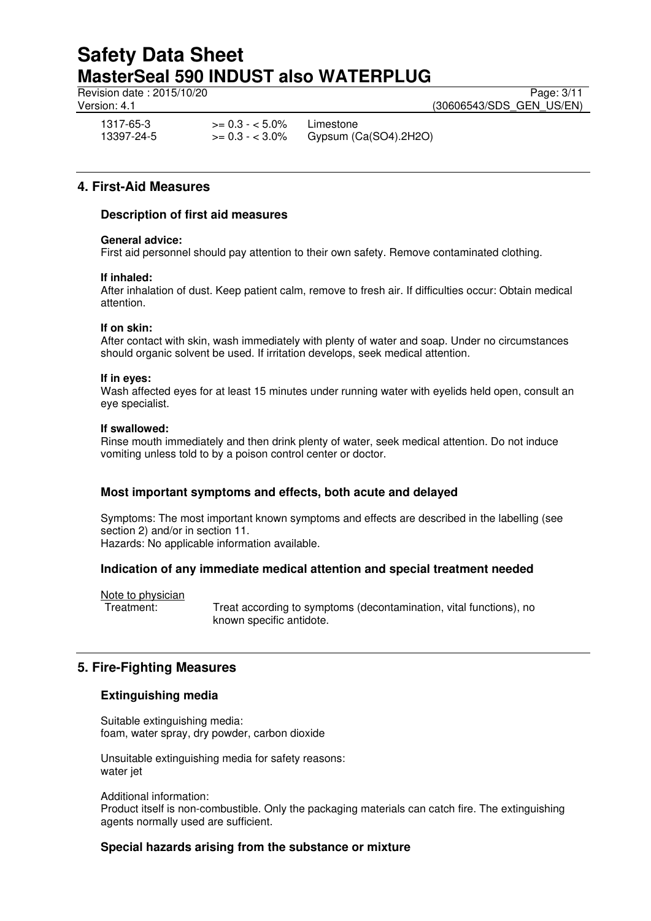| | | |
|---|---|---|
| 1317-65-3 | >= 0.3 - < 5.0% | Limestone |
| 13397-24-5 | >= 0.3 - < 3.0% | Gypsum (Ca(SO4).2H2O) |

## 4. First-Aid Measures

### Description of first aid measures

**General advice:**
First aid personnel should pay attention to their own safety. Remove contaminated clothing.

**If inhaled:**
After inhalation of dust. Keep patient calm, remove to fresh air. If difficulties occur: Obtain medical attention.

**If on skin:**
After contact with skin, wash immediately with plenty of water and soap. Under no circumstances should organic solvent be used. If irritation develops, seek medical attention.

**If in eyes:**
Wash affected eyes for at least 15 minutes under running water with eyelids held open, consult an eye specialist.

**If swallowed:**
Rinse mouth immediately and then drink plenty of water, seek medical attention. Do not induce vomiting unless told to by a poison control center or doctor.

### Most important symptoms and effects, both acute and delayed

Symptoms: The most important known symptoms and effects are described in the labelling (see section 2) and/or in section 11.
Hazards: No applicable information available.

### Indication of any immediate medical attention and special treatment needed

Note to physician

Treatment: Treat according to symptoms (decontamination, vital functions), no known specific antidote.

## 5. Fire-Fighting Measures

### Extinguishing media

Suitable extinguishing media:
foam, water spray, dry powder, carbon dioxide

Unsuitable extinguishing media for safety reasons:
water jet

Additional information:
Product itself is non-combustible. Only the packaging materials can catch fire. The extinguishing agents normally used are sufficient.

### Special hazards arising from the substance or mixture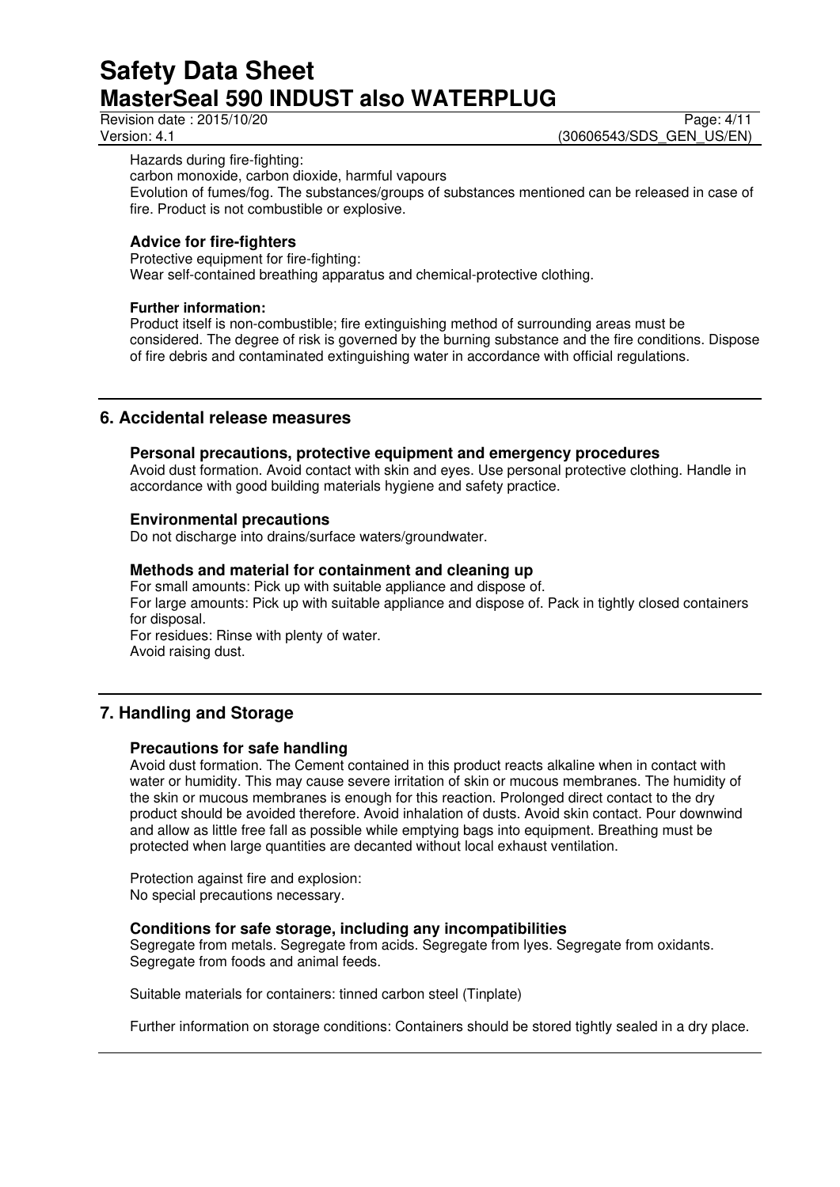Hazards during fire-fighting:
carbon monoxide, carbon dioxide, harmful vapours
Evolution of fumes/fog. The substances/groups of substances mentioned can be released in case of fire. Product is not combustible or explosive.

### Advice for fire-fighters

Protective equipment for fire-fighting:
Wear self-contained breathing apparatus and chemical-protective clothing.

**Further information:**
Product itself is non-combustible; fire extinguishing method of surrounding areas must be considered. The degree of risk is governed by the burning substance and the fire conditions. Dispose of fire debris and contaminated extinguishing water in accordance with official regulations.

## 6. Accidental release measures

### Personal precautions, protective equipment and emergency procedures

Avoid dust formation. Avoid contact with skin and eyes. Use personal protective clothing. Handle in accordance with good building materials hygiene and safety practice.

### Environmental precautions

Do not discharge into drains/surface waters/groundwater.

### Methods and material for containment and cleaning up

For small amounts: Pick up with suitable appliance and dispose of.
For large amounts: Pick up with suitable appliance and dispose of. Pack in tightly closed containers for disposal.
For residues: Rinse with plenty of water.
Avoid raising dust.

## 7. Handling and Storage

### Precautions for safe handling

Avoid dust formation. The Cement contained in this product reacts alkaline when in contact with water or humidity. This may cause severe irritation of skin or mucous membranes. The humidity of the skin or mucous membranes is enough for this reaction. Prolonged direct contact to the dry product should be avoided therefore. Avoid inhalation of dusts. Avoid skin contact. Pour downwind and allow as little free fall as possible while emptying bags into equipment. Breathing must be protected when large quantities are decanted without local exhaust ventilation.

Protection against fire and explosion:
No special precautions necessary.

### Conditions for safe storage, including any incompatibilities

Segregate from metals. Segregate from acids. Segregate from lyes. Segregate from oxidants. Segregate from foods and animal feeds.

Suitable materials for containers: tinned carbon steel (Tinplate)

Further information on storage conditions: Containers should be stored tightly sealed in a dry place.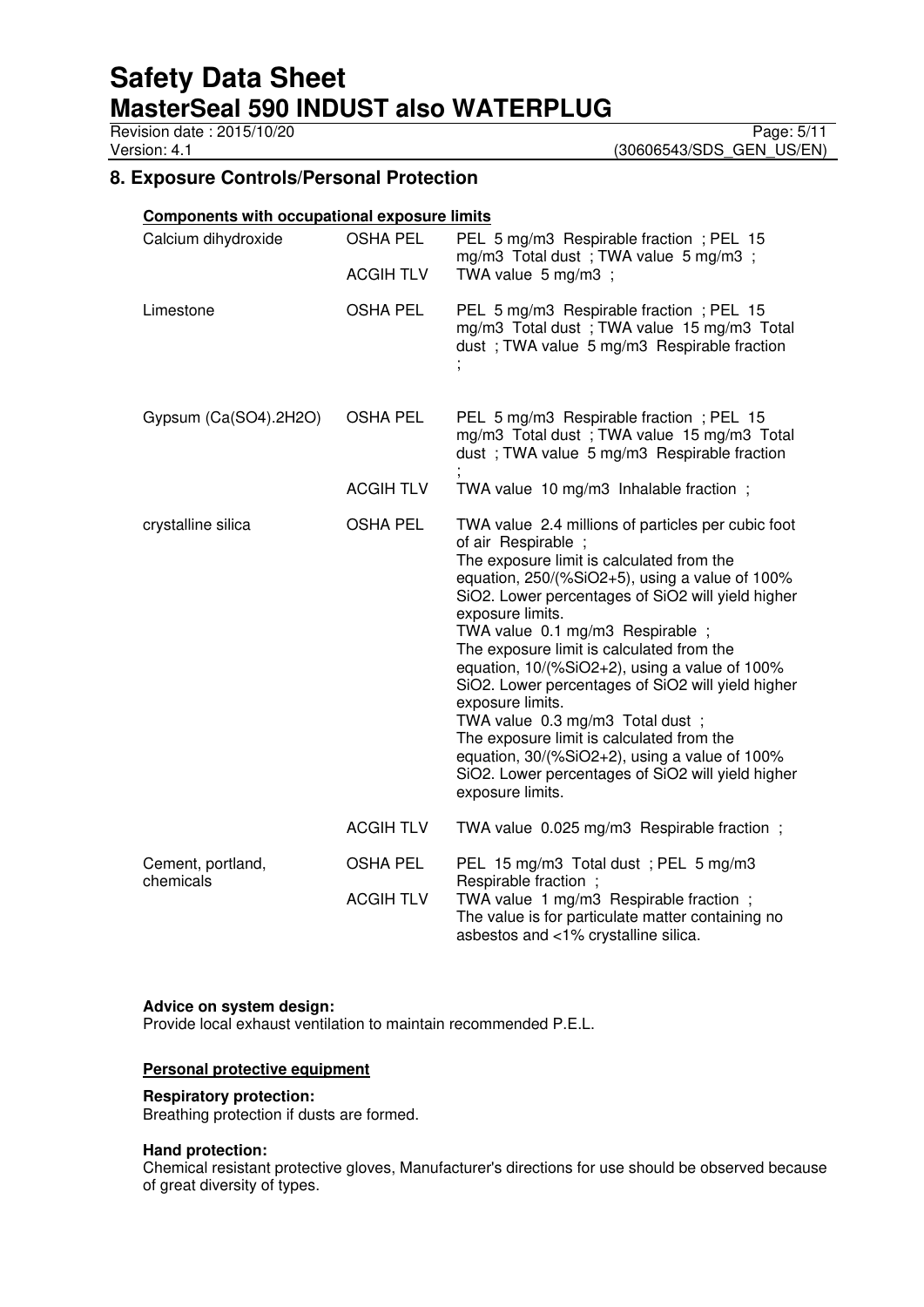## 8. Exposure Controls/Personal Protection

**Components with occupational exposure limits**

| Component | Type | Value |
|---|---|---|
| Calcium dihydroxide | OSHA PEL | PEL 5 mg/m3 Respirable fraction ; PEL 15 mg/m3 Total dust ; TWA value 5 mg/m3 ; |
| | ACGIH TLV | TWA value 5 mg/m3 ; |
| Limestone | OSHA PEL | PEL 5 mg/m3 Respirable fraction ; PEL 15 mg/m3 Total dust ; TWA value 15 mg/m3 Total dust ; TWA value 5 mg/m3 Respirable fraction ; |
| Gypsum (Ca(SO4).2H2O) | OSHA PEL | PEL 5 mg/m3 Respirable fraction ; PEL 15 mg/m3 Total dust ; TWA value 15 mg/m3 Total dust ; TWA value 5 mg/m3 Respirable fraction ; |
| | ACGIH TLV | TWA value 10 mg/m3 Inhalable fraction ; |
| crystalline silica | OSHA PEL | TWA value 2.4 millions of particles per cubic foot of air Respirable ; The exposure limit is calculated from the equation, 250/(%SiO2+5), using a value of 100% SiO2. Lower percentages of SiO2 will yield higher exposure limits. TWA value 0.1 mg/m3 Respirable ; The exposure limit is calculated from the equation, 10/(%SiO2+2), using a value of 100% SiO2. Lower percentages of SiO2 will yield higher exposure limits. TWA value 0.3 mg/m3 Total dust ; The exposure limit is calculated from the equation, 30/(%SiO2+2), using a value of 100% SiO2. Lower percentages of SiO2 will yield higher exposure limits. |
| | ACGIH TLV | TWA value 0.025 mg/m3 Respirable fraction ; |
| Cement, portland, chemicals | OSHA PEL | PEL 15 mg/m3 Total dust ; PEL 5 mg/m3 Respirable fraction ; |
| | ACGIH TLV | TWA value 1 mg/m3 Respirable fraction ; The value is for particulate matter containing no asbestos and <1% crystalline silica. |

**Advice on system design:**
Provide local exhaust ventilation to maintain recommended P.E.L.

**Personal protective equipment**

**Respiratory protection:**
Breathing protection if dusts are formed.

**Hand protection:**
Chemical resistant protective gloves, Manufacturer's directions for use should be observed because of great diversity of types.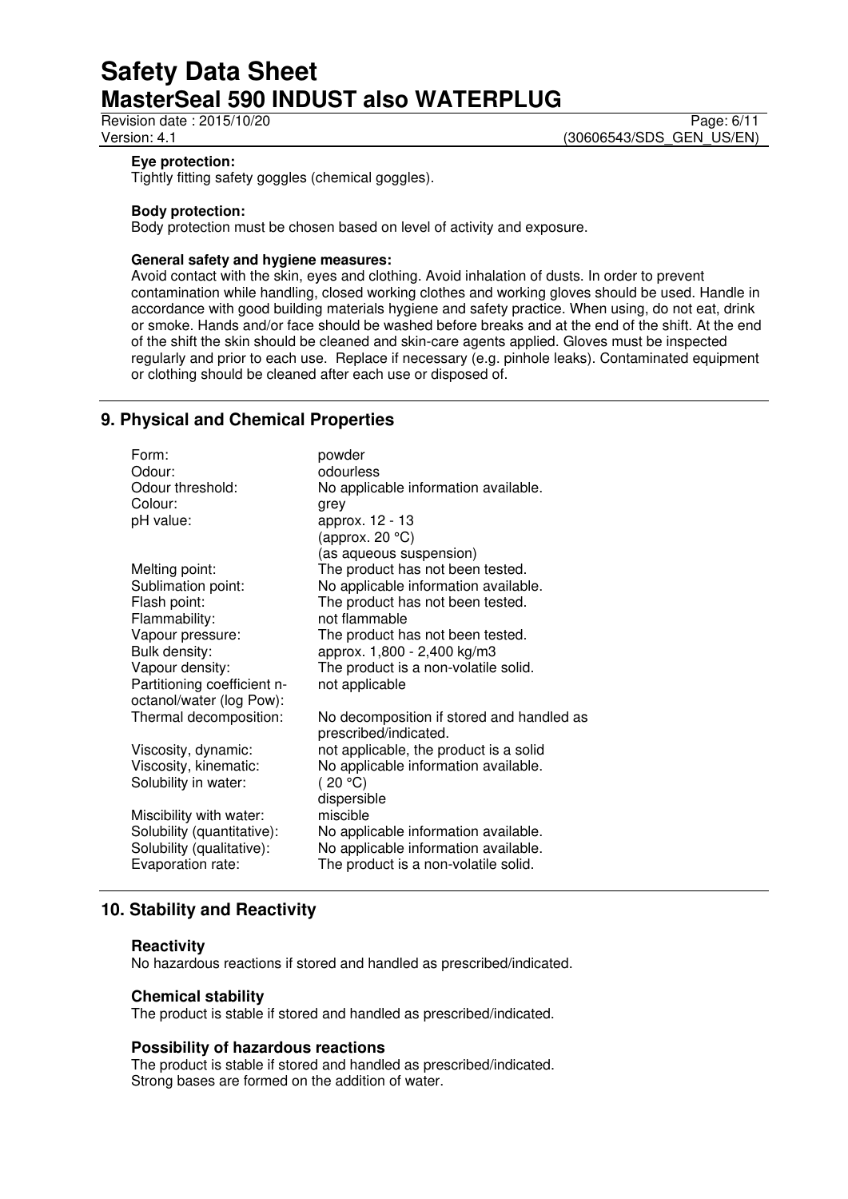**Eye protection:**
Tightly fitting safety goggles (chemical goggles).

**Body protection:**
Body protection must be chosen based on level of activity and exposure.

**General safety and hygiene measures:**
Avoid contact with the skin, eyes and clothing. Avoid inhalation of dusts. In order to prevent contamination while handling, closed working clothes and working gloves should be used. Handle in accordance with good building materials hygiene and safety practice. When using, do not eat, drink or smoke. Hands and/or face should be washed before breaks and at the end of the shift. At the end of the shift the skin should be cleaned and skin-care agents applied. Gloves must be inspected regularly and prior to each use. Replace if necessary (e.g. pinhole leaks). Contaminated equipment or clothing should be cleaned after each use or disposed of.

## 9. Physical and Chemical Properties

| | |
|---|---|
| Form: | powder |
| Odour: | odourless |
| Odour threshold: | No applicable information available. |
| Colour: | grey |
| pH value: | approx. 12 - 13<br>(approx. 20 °C)<br>(as aqueous suspension) |
| Melting point: | The product has not been tested. |
| Sublimation point: | No applicable information available. |
| Flash point: | The product has not been tested. |
| Flammability: | not flammable |
| Vapour pressure: | The product has not been tested. |
| Bulk density: | approx. 1,800 - 2,400 kg/m3 |
| Vapour density: | The product is a non-volatile solid. |
| Partitioning coefficient n-octanol/water (log Pow): | not applicable |
| Thermal decomposition: | No decomposition if stored and handled as prescribed/indicated. |
| Viscosity, dynamic: | not applicable, the product is a solid |
| Viscosity, kinematic: | No applicable information available. |
| Solubility in water: | ( 20 °C)<br>dispersible |
| Miscibility with water: | miscible |
| Solubility (quantitative): | No applicable information available. |
| Solubility (qualitative): | No applicable information available. |
| Evaporation rate: | The product is a non-volatile solid. |

## 10. Stability and Reactivity

### Reactivity
No hazardous reactions if stored and handled as prescribed/indicated.

### Chemical stability
The product is stable if stored and handled as prescribed/indicated.

### Possibility of hazardous reactions
The product is stable if stored and handled as prescribed/indicated.
Strong bases are formed on the addition of water.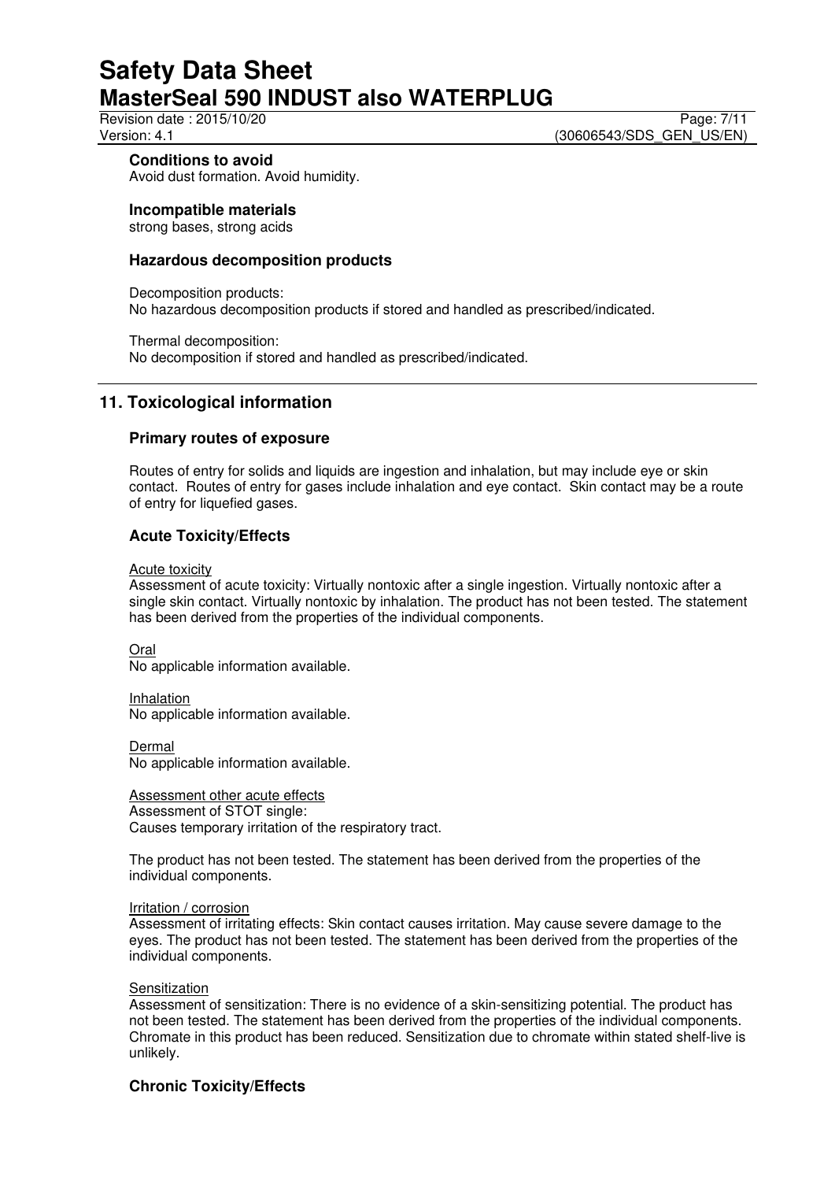**Conditions to avoid**

Avoid dust formation. Avoid humidity.

**Incompatible materials**

strong bases, strong acids

**Hazardous decomposition products**

Decomposition products:
No hazardous decomposition products if stored and handled as prescribed/indicated.

Thermal decomposition:
No decomposition if stored and handled as prescribed/indicated.

## 11. Toxicological information

### Primary routes of exposure

Routes of entry for solids and liquids are ingestion and inhalation, but may include eye or skin contact. Routes of entry for gases include inhalation and eye contact. Skin contact may be a route of entry for liquefied gases.

### Acute Toxicity/Effects

Acute toxicity
Assessment of acute toxicity: Virtually nontoxic after a single ingestion. Virtually nontoxic after a single skin contact. Virtually nontoxic by inhalation. The product has not been tested. The statement has been derived from the properties of the individual components.

Oral
No applicable information available.

Inhalation
No applicable information available.

Dermal
No applicable information available.

Assessment other acute effects
Assessment of STOT single:
Causes temporary irritation of the respiratory tract.

The product has not been tested. The statement has been derived from the properties of the individual components.

Irritation / corrosion
Assessment of irritating effects: Skin contact causes irritation. May cause severe damage to the eyes. The product has not been tested. The statement has been derived from the properties of the individual components.

Sensitization
Assessment of sensitization: There is no evidence of a skin-sensitizing potential. The product has not been tested. The statement has been derived from the properties of the individual components. Chromate in this product has been reduced. Sensitization due to chromate within stated shelf-live is unlikely.

### Chronic Toxicity/Effects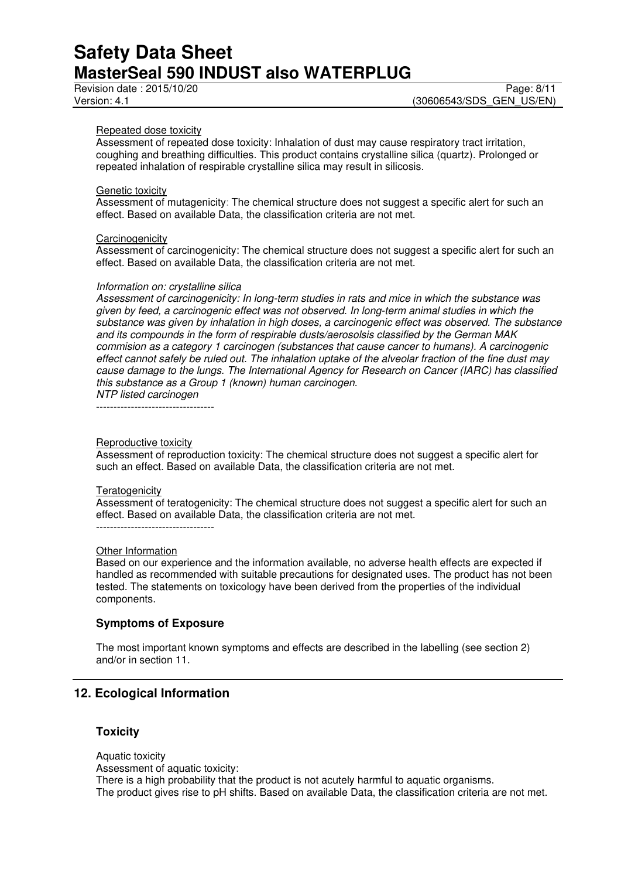Repeated dose toxicity

Assessment of repeated dose toxicity: Inhalation of dust may cause respiratory tract irritation, coughing and breathing difficulties. This product contains crystalline silica (quartz). Prolonged or repeated inhalation of respirable crystalline silica may result in silicosis.

Genetic toxicity

Assessment of mutagenicity: The chemical structure does not suggest a specific alert for such an effect. Based on available Data, the classification criteria are not met.

Carcinogenicity

Assessment of carcinogenicity: The chemical structure does not suggest a specific alert for such an effect. Based on available Data, the classification criteria are not met.

*Information on: crystalline silica*

*Assessment of carcinogenicity: In long-term studies in rats and mice in which the substance was given by feed, a carcinogenic effect was not observed. In long-term animal studies in which the substance was given by inhalation in high doses, a carcinogenic effect was observed. The substance and its compounds in the form of respirable dusts/aerosolsis classified by the German MAK commision as a category 1 carcinogen (substances that cause cancer to humans). A carcinogenic effect cannot safely be ruled out. The inhalation uptake of the alveolar fraction of the fine dust may cause damage to the lungs. The International Agency for Research on Cancer (IARC) has classified this substance as a Group 1 (known) human carcinogen.*

*NTP listed carcinogen*

----------------------------------

Reproductive toxicity

Assessment of reproduction toxicity: The chemical structure does not suggest a specific alert for such an effect. Based on available Data, the classification criteria are not met.

Teratogenicity

Assessment of teratogenicity: The chemical structure does not suggest a specific alert for such an effect. Based on available Data, the classification criteria are not met.

----------------------------------

Other Information

Based on our experience and the information available, no adverse health effects are expected if handled as recommended with suitable precautions for designated uses. The product has not been tested. The statements on toxicology have been derived from the properties of the individual components.

### Symptoms of Exposure

The most important known symptoms and effects are described in the labelling (see section 2) and/or in section 11.

## 12. Ecological Information

### Toxicity

Aquatic toxicity

Assessment of aquatic toxicity:

There is a high probability that the product is not acutely harmful to aquatic organisms.

The product gives rise to pH shifts. Based on available Data, the classification criteria are not met.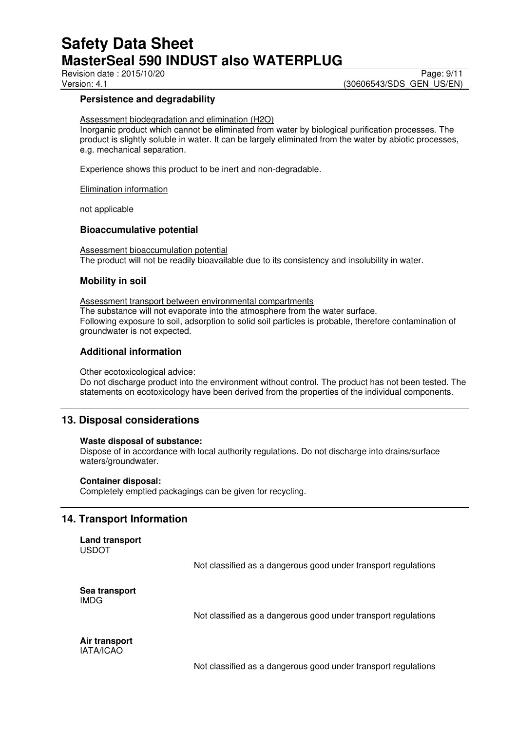### Persistence and degradability

Assessment biodegradation and elimination ($H_2O$)
Inorganic product which cannot be eliminated from water by biological purification processes. The product is slightly soluble in water. It can be largely eliminated from the water by abiotic processes, e.g. mechanical separation.

Experience shows this product to be inert and non-degradable.

Elimination information

not applicable

### Bioaccumulative potential

Assessment bioaccumulation potential
The product will not be readily bioavailable due to its consistency and insolubility in water.

### Mobility in soil

Assessment transport between environmental compartments
The substance will not evaporate into the atmosphere from the water surface.
Following exposure to soil, adsorption to solid soil particles is probable, therefore contamination of groundwater is not expected.

### Additional information

Other ecotoxicological advice:
Do not discharge product into the environment without control. The product has not been tested. The statements on ecotoxicology have been derived from the properties of the individual components.

## 13. Disposal considerations

**Waste disposal of substance:**
Dispose of in accordance with local authority regulations. Do not discharge into drains/surface waters/groundwater.

**Container disposal:**
Completely emptied packagings can be given for recycling.

## 14. Transport Information

**Land transport**
USDOT

Not classified as a dangerous good under transport regulations

**Sea transport**
IMDG

Not classified as a dangerous good under transport regulations

**Air transport**
IATA/ICAO

Not classified as a dangerous good under transport regulations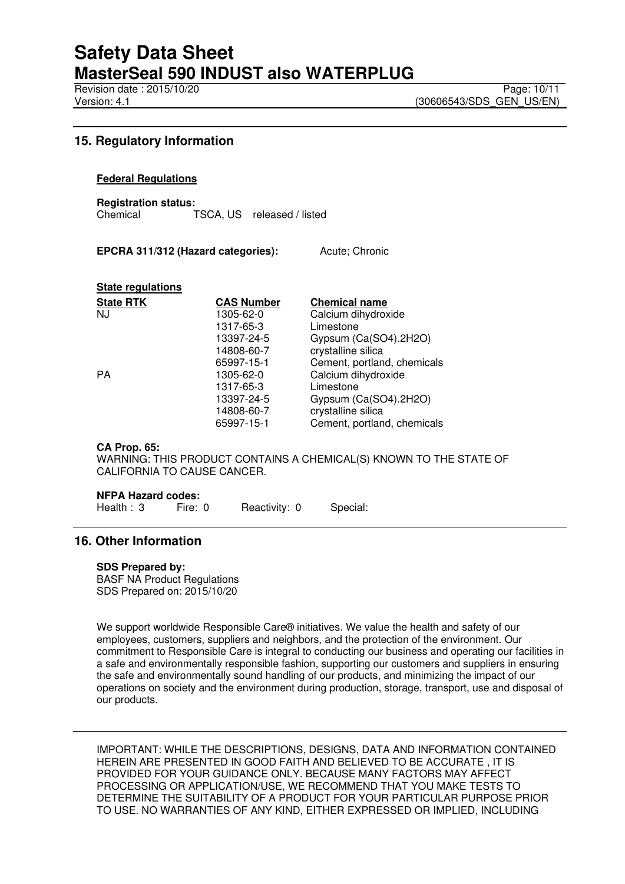## 15. Regulatory Information

**Federal Regulations**

**Registration status:**
Chemical TSCA, US released / listed

**EPCRA 311/312 (Hazard categories):** Acute; Chronic

**State regulations**

| State RTK | CAS Number | Chemical name |
|---|---|---|
| NJ | 1305-62-0 | Calcium dihydroxide |
| | 1317-65-3 | Limestone |
| | 13397-24-5 | Gypsum (Ca(SO4).2H2O) |
| | 14808-60-7 | crystalline silica |
| | 65997-15-1 | Cement, portland, chemicals |
| PA | 1305-62-0 | Calcium dihydroxide |
| | 1317-65-3 | Limestone |
| | 13397-24-5 | Gypsum (Ca(SO4).2H2O) |
| | 14808-60-7 | crystalline silica |
| | 65997-15-1 | Cement, portland, chemicals |

**CA Prop. 65:**
WARNING: THIS PRODUCT CONTAINS A CHEMICAL(S) KNOWN TO THE STATE OF CALIFORNIA TO CAUSE CANCER.

**NFPA Hazard codes:**
Health : 3 Fire: 0 Reactivity: 0 Special:

## 16. Other Information

**SDS Prepared by:**
BASF NA Product Regulations
SDS Prepared on: 2015/10/20

We support worldwide Responsible Care® initiatives. We value the health and safety of our employees, customers, suppliers and neighbors, and the protection of the environment. Our commitment to Responsible Care is integral to conducting our business and operating our facilities in a safe and environmentally responsible fashion, supporting our customers and suppliers in ensuring the safe and environmentally sound handling of our products, and minimizing the impact of our operations on society and the environment during production, storage, transport, use and disposal of our products.

IMPORTANT: WHILE THE DESCRIPTIONS, DESIGNS, DATA AND INFORMATION CONTAINED HEREIN ARE PRESENTED IN GOOD FAITH AND BELIEVED TO BE ACCURATE , IT IS PROVIDED FOR YOUR GUIDANCE ONLY. BECAUSE MANY FACTORS MAY AFFECT PROCESSING OR APPLICATION/USE, WE RECOMMEND THAT YOU MAKE TESTS TO DETERMINE THE SUITABILITY OF A PRODUCT FOR YOUR PARTICULAR PURPOSE PRIOR TO USE. NO WARRANTIES OF ANY KIND, EITHER EXPRESSED OR IMPLIED, INCLUDING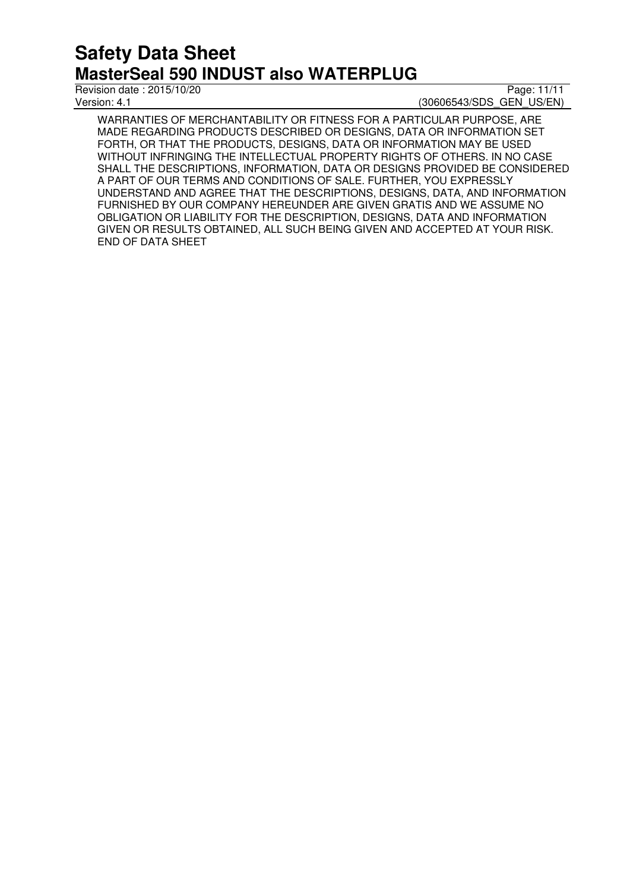WARRANTIES OF MERCHANTABILITY OR FITNESS FOR A PARTICULAR PURPOSE, ARE MADE REGARDING PRODUCTS DESCRIBED OR DESIGNS, DATA OR INFORMATION SET FORTH, OR THAT THE PRODUCTS, DESIGNS, DATA OR INFORMATION MAY BE USED WITHOUT INFRINGING THE INTELLECTUAL PROPERTY RIGHTS OF OTHERS. IN NO CASE SHALL THE DESCRIPTIONS, INFORMATION, DATA OR DESIGNS PROVIDED BE CONSIDERED A PART OF OUR TERMS AND CONDITIONS OF SALE. FURTHER, YOU EXPRESSLY UNDERSTAND AND AGREE THAT THE DESCRIPTIONS, DESIGNS, DATA, AND INFORMATION FURNISHED BY OUR COMPANY HEREUNDER ARE GIVEN GRATIS AND WE ASSUME NO OBLIGATION OR LIABILITY FOR THE DESCRIPTION, DESIGNS, DATA AND INFORMATION GIVEN OR RESULTS OBTAINED, ALL SUCH BEING GIVEN AND ACCEPTED AT YOUR RISK.

END OF DATA SHEET